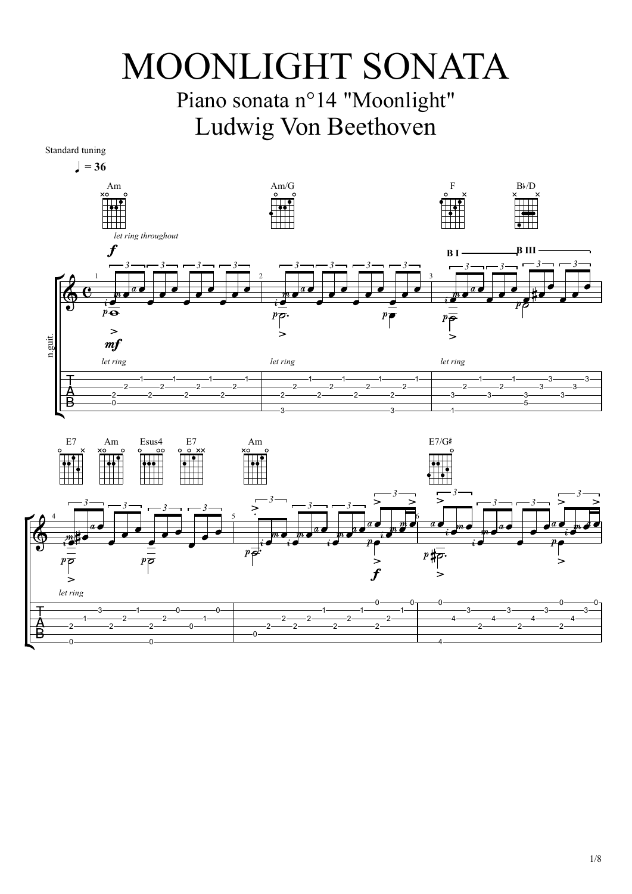# MOONLIGHT SONATA

## Piano sonata n°14 "Moonlight"

## Ludwig Von Beethoven

Standard tuning

♩ = 36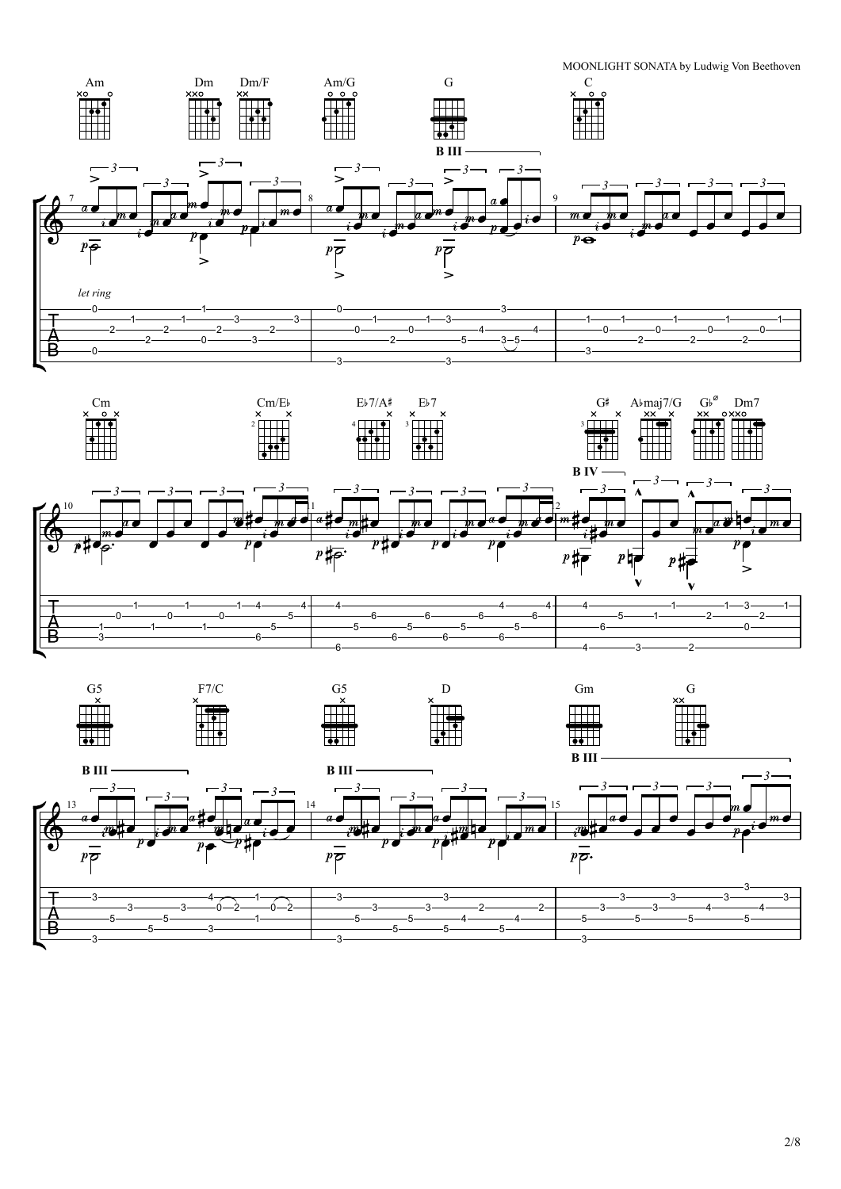MOONLIGHT SONATA by Ludwig Von Beethoven

Am  Dm  Dm/F  Am/G  G  C

B III

*let ring*

Cm  Cm/E♭  E♭7/A♯  E♭7  G♯  A♭maj7/G  G♭ø  Dm7

B IV

G5  F7/C  G5  D  Gm  G

B III  B III  B III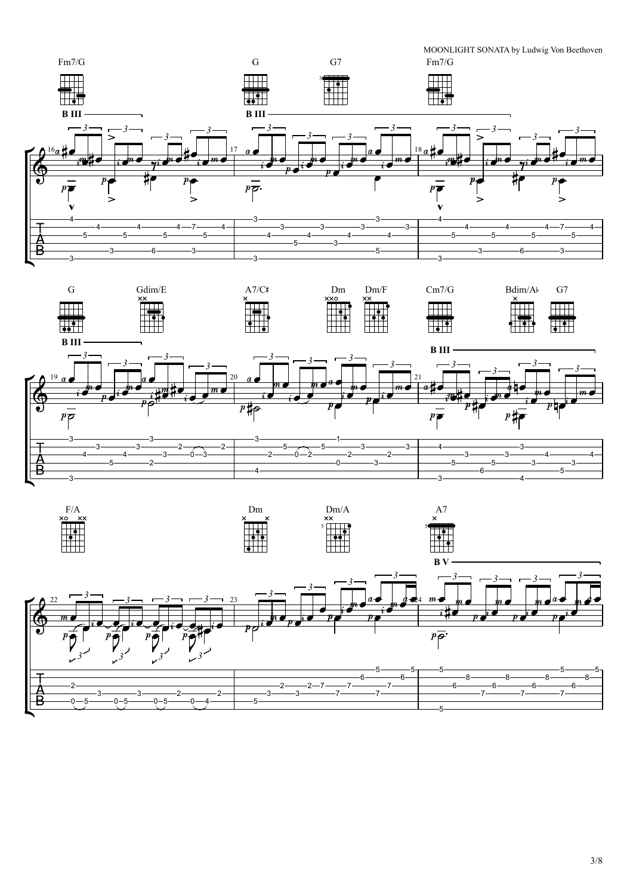MOONLIGHT SONATA by Ludwig Von Beethoven

Fm7/G G G7 Fm7/G

B III B III

G Gdim/E A7/C♯ Dm Dm/F Cm7/G Bdim/A♭ G7

B III B III

F/A Dm Dm/A A7

B V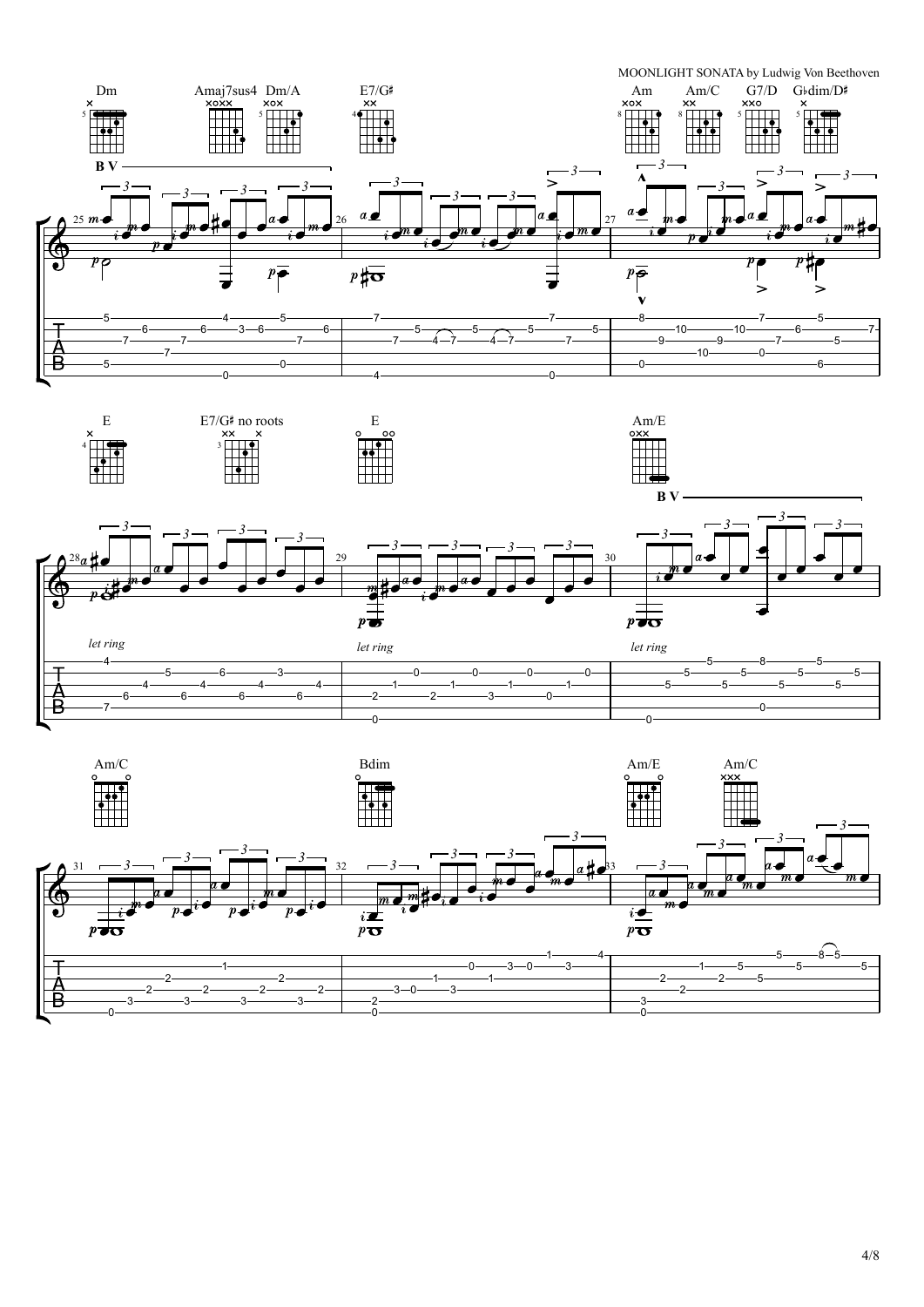MOONLIGHT SONATA by Ludwig Von Beethoven

Dm | Amaj7sus4 | Dm/A | E7/G♯ | Am | Am/C | G7/D | G♭dim/D♯

B V

let ring

E | E7/G♯ no roots | E | Am/E

B V

Am/C | Bdim | Am/E | Am/C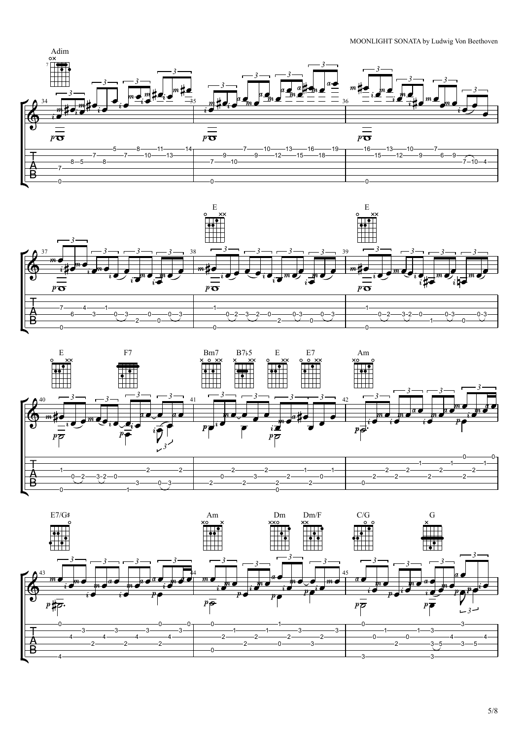Adim

E E

E F7 Bm7 B7♭5 E E7 Am

E7/G♯ Am Dm Dm/F C/G G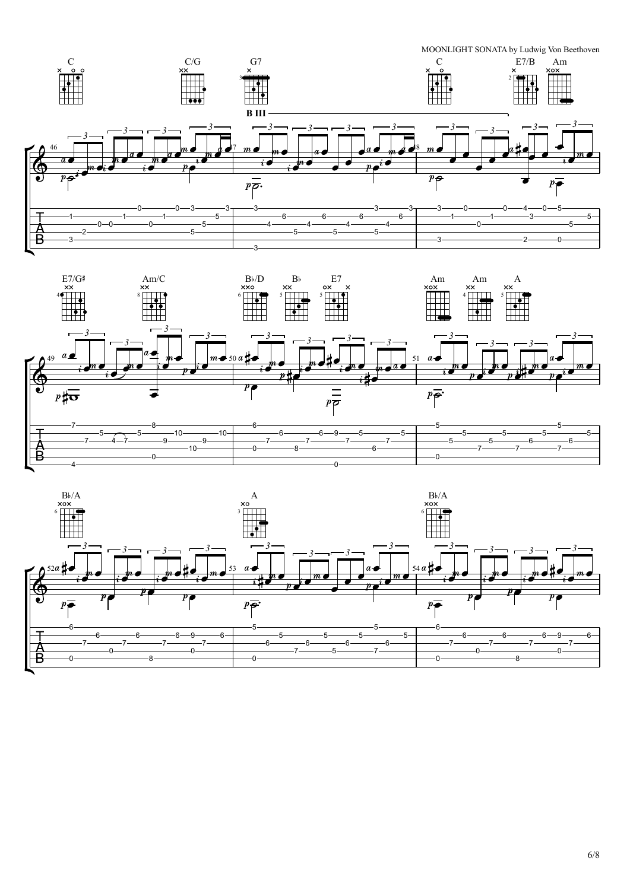MOONLIGHT SONATA by Ludwig Von Beethoven

C C/G G7 C E7/B Am

B III

E7/G♯ Am/C B♭/D B♭ E7 Am Am A

B♭/A A B♭/A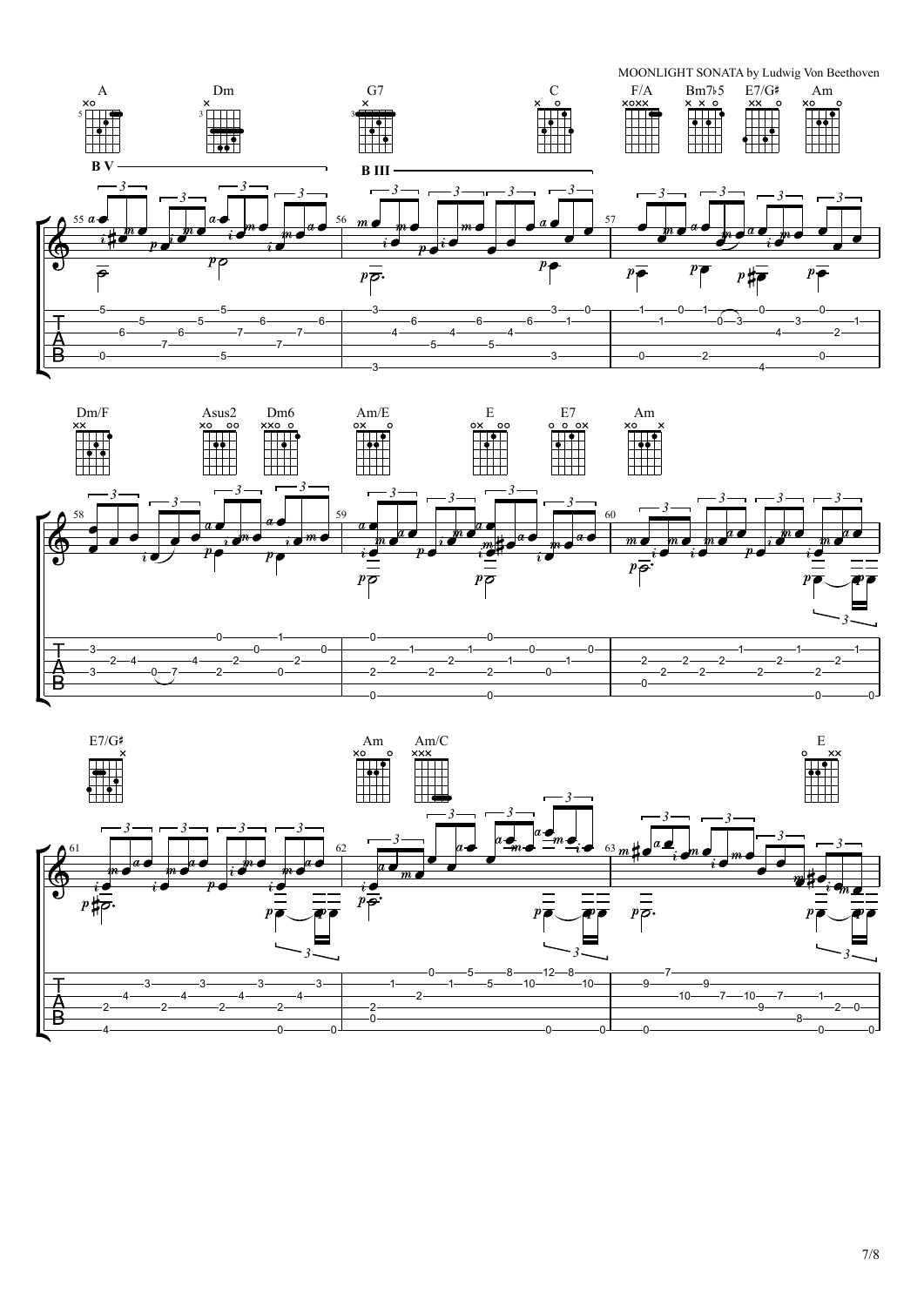MOONLIGHT SONATA by Ludwig Von Beethoven

A Dm G7 C F/A Bm7♭5 E7/G♯ Am

B V — B III —

Dm/F Asus2 Dm6 Am/E E E7 Am

E7/G♯ Am Am/C E